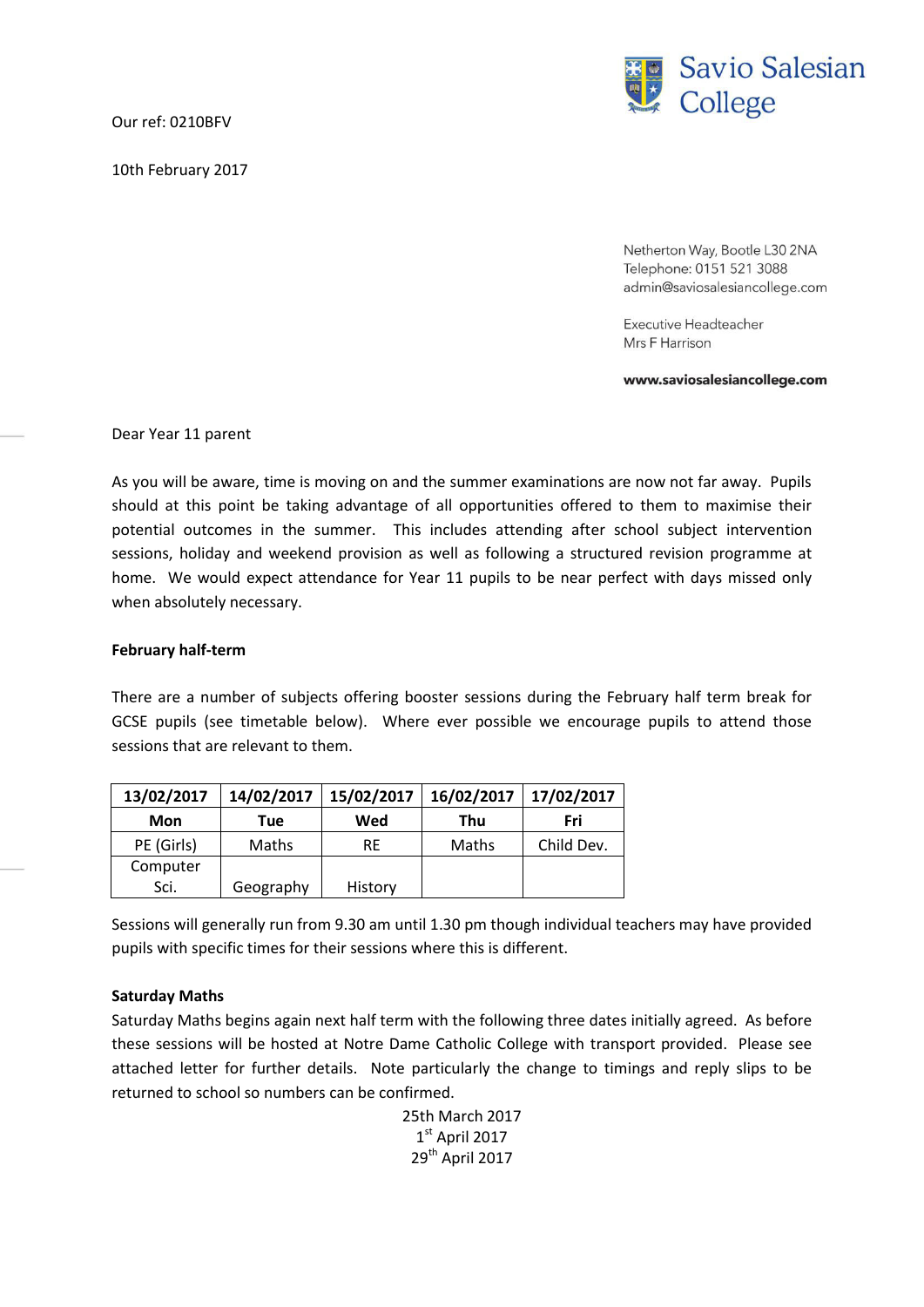Savio Salesian College

Our ref: 0210BFV

10th February 2017

Netherton Way, Bootle L30 2NA
Telephone: 0151 521 3088
admin@saviosalesiancollege.com

Executive Headteacher
Mrs F Harrison

**www.saviosalesiancollege.com**

Dear Year 11 parent

As you will be aware, time is moving on and the summer examinations are now not far away. Pupils should at this point be taking advantage of all opportunities offered to them to maximise their potential outcomes in the summer. This includes attending after school subject intervention sessions, holiday and weekend provision as well as following a structured revision programme at home. We would expect attendance for Year 11 pupils to be near perfect with days missed only when absolutely necessary.

**February half-term**

There are a number of subjects offering booster sessions during the February half term break for GCSE pupils (see timetable below). Where ever possible we encourage pupils to attend those sessions that are relevant to them.

| 13/02/2017 | 14/02/2017 | 15/02/2017 | 16/02/2017 | 17/02/2017 |
|---|---|---|---|---|
| **Mon** | **Tue** | **Wed** | **Thu** | **Fri** |
| PE (Girls) | Maths | RE | Maths | Child Dev. |
| Computer Sci. | Geography | History | | |

Sessions will generally run from 9.30 am until 1.30 pm though individual teachers may have provided pupils with specific times for their sessions where this is different.

**Saturday Maths**

Saturday Maths begins again next half term with the following three dates initially agreed. As before these sessions will be hosted at Notre Dame Catholic College with transport provided. Please see attached letter for further details. Note particularly the change to timings and reply slips to be returned to school so numbers can be confirmed.

25th March 2017
1st April 2017
29th April 2017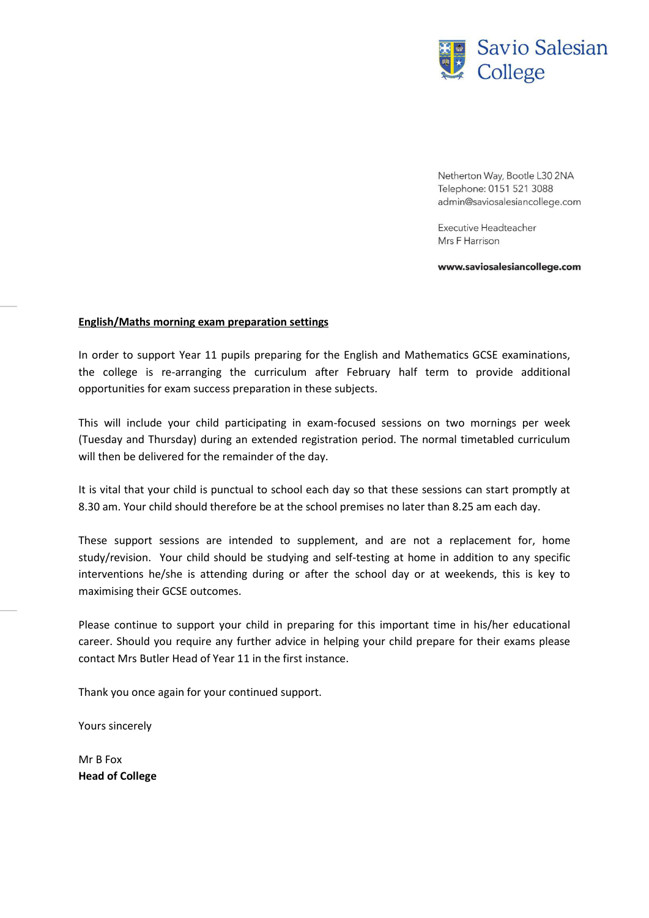Savio Salesian College

Netherton Way, Bootle L30 2NA
Telephone: 0151 521 3088
admin@saviosalesiancollege.com

Executive Headteacher
Mrs F Harrison

**www.saviosalesiancollege.com**

**English/Maths morning exam preparation settings**

In order to support Year 11 pupils preparing for the English and Mathematics GCSE examinations, the college is re-arranging the curriculum after February half term to provide additional opportunities for exam success preparation in these subjects.

This will include your child participating in exam-focused sessions on two mornings per week (Tuesday and Thursday) during an extended registration period. The normal timetabled curriculum will then be delivered for the remainder of the day.

It is vital that your child is punctual to school each day so that these sessions can start promptly at 8.30 am. Your child should therefore be at the school premises no later than 8.25 am each day.

These support sessions are intended to supplement, and are not a replacement for, home study/revision. Your child should be studying and self-testing at home in addition to any specific interventions he/she is attending during or after the school day or at weekends, this is key to maximising their GCSE outcomes.

Please continue to support your child in preparing for this important time in his/her educational career. Should you require any further advice in helping your child prepare for their exams please contact Mrs Butler Head of Year 11 in the first instance.

Thank you once again for your continued support.

Yours sincerely

Mr B Fox
**Head of College**